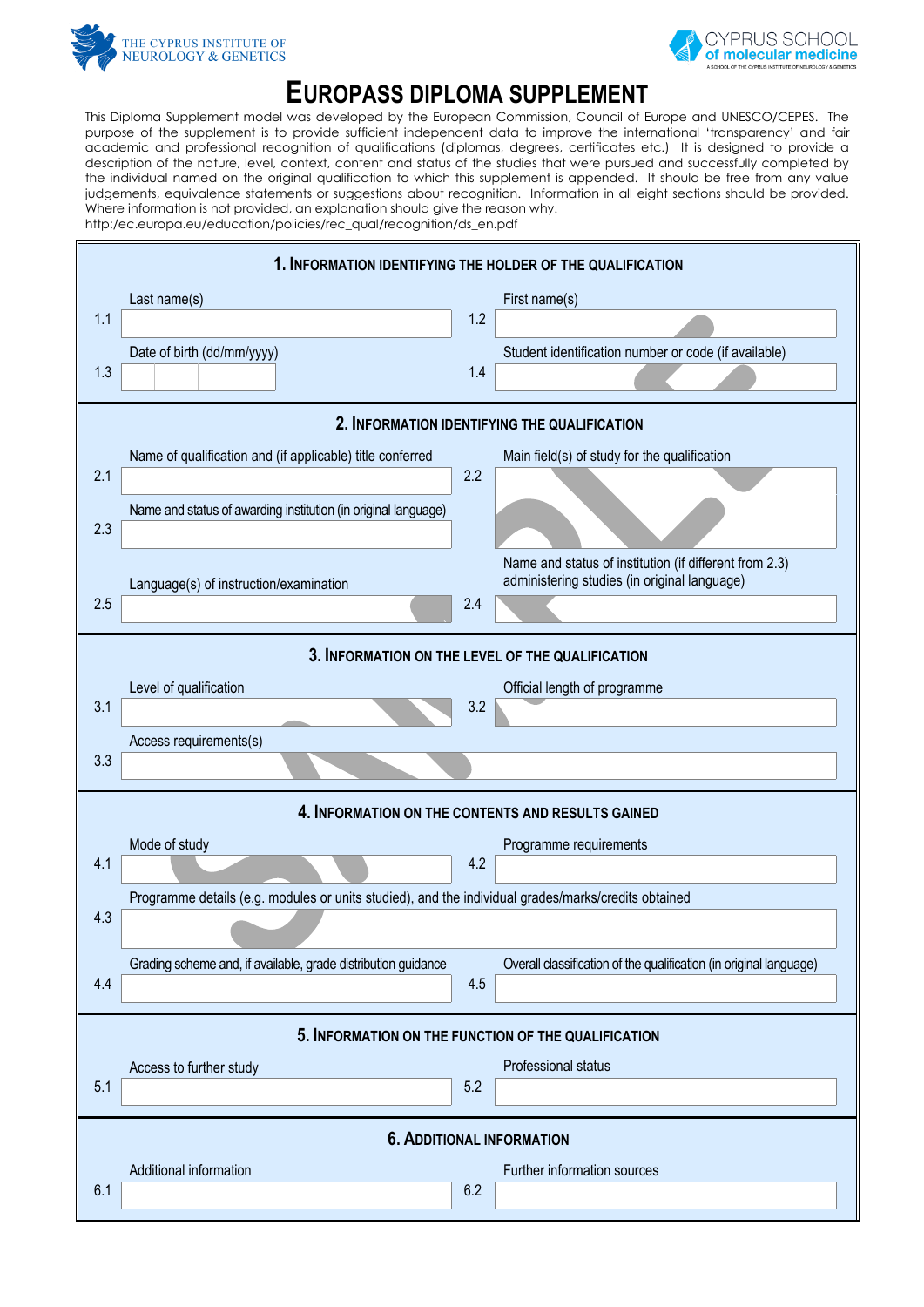THE CYPRUS INSTITUTE OF NEUROLOGY & GENETICS

CYPRUS SCHOOL of molecular medicine

A SCHOOL OF THE CYPRUS INSTITUTE OF NEUROLOGY & GENETICS

# EUROPASS DIPLOMA SUPPLEMENT

This Diploma Supplement model was developed by the European Commission, Council of Europe and UNESCO/CEPES. The purpose of the supplement is to provide sufficient independent data to improve the international 'transparency' and fair academic and professional recognition of qualifications (diplomas, degrees, certificates etc.) It is designed to provide a description of the nature, level, context, content and status of the studies that were pursued and successfully completed by the individual named on the original qualification to which this supplement is appended. It should be free from any value judgements, equivalence statements or suggestions about recognition. Information in all eight sections should be provided. Where information is not provided, an explanation should give the reason why.
http:/ec.europa.eu/education/policies/rec_qual/recognition/ds_en.pdf

## 1. INFORMATION IDENTIFYING THE HOLDER OF THE QUALIFICATION

1.1 Last name(s)

1.2 First name(s)

1.3 Date of birth (dd/mm/yyyy)

1.4 Student identification number or code (if available)

## 2. INFORMATION IDENTIFYING THE QUALIFICATION

2.1 Name of qualification and (if applicable) title conferred

2.2 Main field(s) of study for the qualification

2.3 Name and status of awarding institution (in original language)

2.4 Name and status of institution (if different from 2.3) administering studies (in original language)

2.5 Language(s) of instruction/examination

## 3. INFORMATION ON THE LEVEL OF THE QUALIFICATION

3.1 Level of qualification

3.2 Official length of programme

3.3 Access requirements(s)

## 4. INFORMATION ON THE CONTENTS AND RESULTS GAINED

4.1 Mode of study

4.2 Programme requirements

4.3 Programme details (e.g. modules or units studied), and the individual grades/marks/credits obtained

4.4 Grading scheme and, if available, grade distribution guidance

4.5 Overall classification of the qualification (in original language)

## 5. INFORMATION ON THE FUNCTION OF THE QUALIFICATION

5.1 Access to further study

5.2 Professional status

## 6. ADDITIONAL INFORMATION

6.1 Additional information

6.2 Further information sources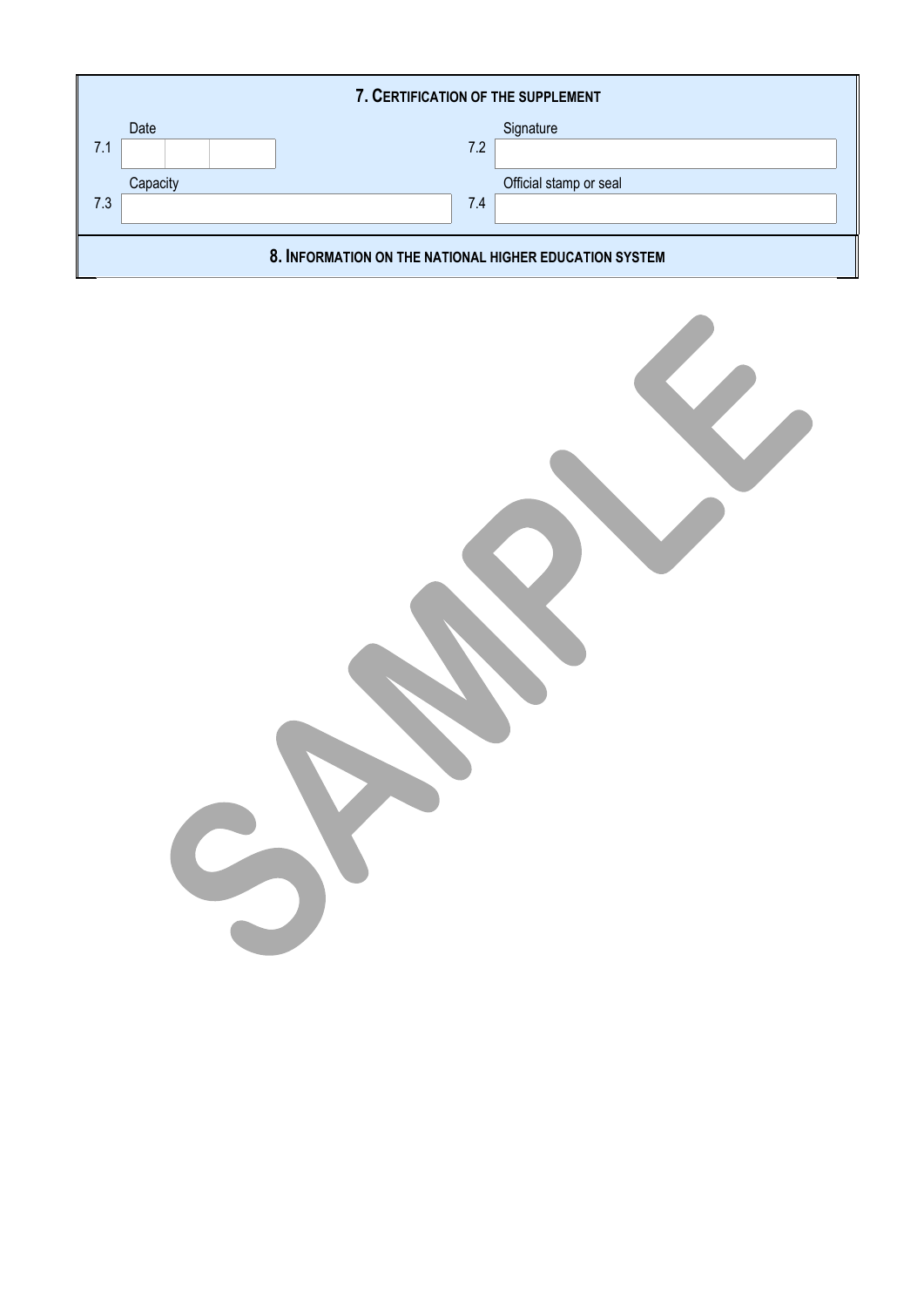## 7. Certification of the Supplement

| | | | |
|---|---|---|---|
| 7.1 | Date | 7.2 | Signature |
| 7.3 | Capacity | 7.4 | Official stamp or seal |

## 8. Information on the National Higher Education System

SAMPLE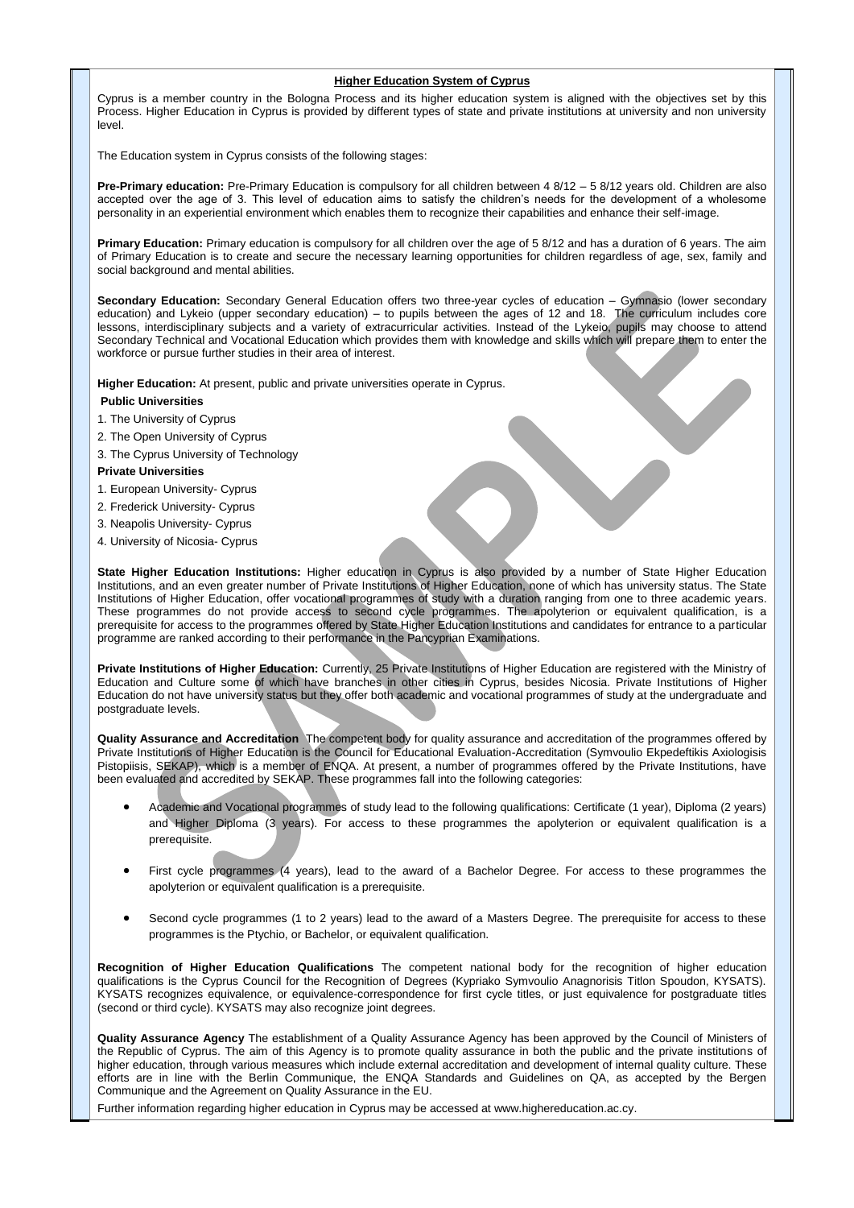## Higher Education System of Cyprus

Cyprus is a member country in the Bologna Process and its higher education system is aligned with the objectives set by this Process. Higher Education in Cyprus is provided by different types of state and private institutions at university and non university level.

The Education system in Cyprus consists of the following stages:

**Pre-Primary education:** Pre-Primary Education is compulsory for all children between 4 8/12 – 5 8/12 years old. Children are also accepted over the age of 3. This level of education aims to satisfy the children's needs for the development of a wholesome personality in an experiential environment which enables them to recognize their capabilities and enhance their self-image.

**Primary Education:** Primary education is compulsory for all children over the age of 5 8/12 and has a duration of 6 years. The aim of Primary Education is to create and secure the necessary learning opportunities for children regardless of age, sex, family and social background and mental abilities.

**Secondary Education:** Secondary General Education offers two three-year cycles of education – Gymnasio (lower secondary education) and Lykeio (upper secondary education) – to pupils between the ages of 12 and 18. The curriculum includes core lessons, interdisciplinary subjects and a variety of extracurricular activities. Instead of the Lykeio, pupils may choose to attend Secondary Technical and Vocational Education which provides them with knowledge and skills which will prepare them to enter the workforce or pursue further studies in their area of interest.

**Higher Education:** At present, public and private universities operate in Cyprus.

**Public Universities**

1. The University of Cyprus
2. The Open University of Cyprus
3. The Cyprus University of Technology

**Private Universities**

1. European University- Cyprus
2. Frederick University- Cyprus
3. Neapolis University- Cyprus
4. University of Nicosia- Cyprus

**State Higher Education Institutions:** Higher education in Cyprus is also provided by a number of State Higher Education Institutions, and an even greater number of Private Institutions of Higher Education, none of which has university status. The State Institutions of Higher Education, offer vocational programmes of study with a duration ranging from one to three academic years. These programmes do not provide access to second cycle programmes. The apolyterion or equivalent qualification, is a prerequisite for access to the programmes offered by State Higher Education Institutions and candidates for entrance to a particular programme are ranked according to their performance in the Pancyprian Examinations.

**Private Institutions of Higher Education:** Currently, 25 Private Institutions of Higher Education are registered with the Ministry of Education and Culture some of which have branches in other cities in Cyprus, besides Nicosia. Private Institutions of Higher Education do not have university status but they offer both academic and vocational programmes of study at the undergraduate and postgraduate levels.

**Quality Assurance and Accreditation** The competent body for quality assurance and accreditation of the programmes offered by Private Institutions of Higher Education is the Council for Educational Evaluation-Accreditation (Symvoulio Ekpedeftikis Axiologisis Pistopiisis, SEKAP), which is a member of ENQA. At present, a number of programmes offered by the Private Institutions, have been evaluated and accredited by SEKAP. These programmes fall into the following categories:

- Academic and Vocational programmes of study lead to the following qualifications: Certificate (1 year), Diploma (2 years) and Higher Diploma (3 years). For access to these programmes the apolyterion or equivalent qualification is a prerequisite.
- First cycle programmes (4 years), lead to the award of a Bachelor Degree. For access to these programmes the apolyterion or equivalent qualification is a prerequisite.
- Second cycle programmes (1 to 2 years) lead to the award of a Masters Degree. The prerequisite for access to these programmes is the Ptychio, or Bachelor, or equivalent qualification.

**Recognition of Higher Education Qualifications** The competent national body for the recognition of higher education qualifications is the Cyprus Council for the Recognition of Degrees (Kypriako Symvoulio Anagnorisis Titlon Spoudon, KYSATS). KYSATS recognizes equivalence, or equivalence-correspondence for first cycle titles, or just equivalence for postgraduate titles (second or third cycle). KYSATS may also recognize joint degrees.

**Quality Assurance Agency** The establishment of a Quality Assurance Agency has been approved by the Council of Ministers of the Republic of Cyprus. The aim of this Agency is to promote quality assurance in both the public and the private institutions of higher education, through various measures which include external accreditation and development of internal quality culture. These efforts are in line with the Berlin Communique, the ENQA Standards and Guidelines on QA, as accepted by the Bergen Communique and the Agreement on Quality Assurance in the EU.

Further information regarding higher education in Cyprus may be accessed at www.highereducation.ac.cy.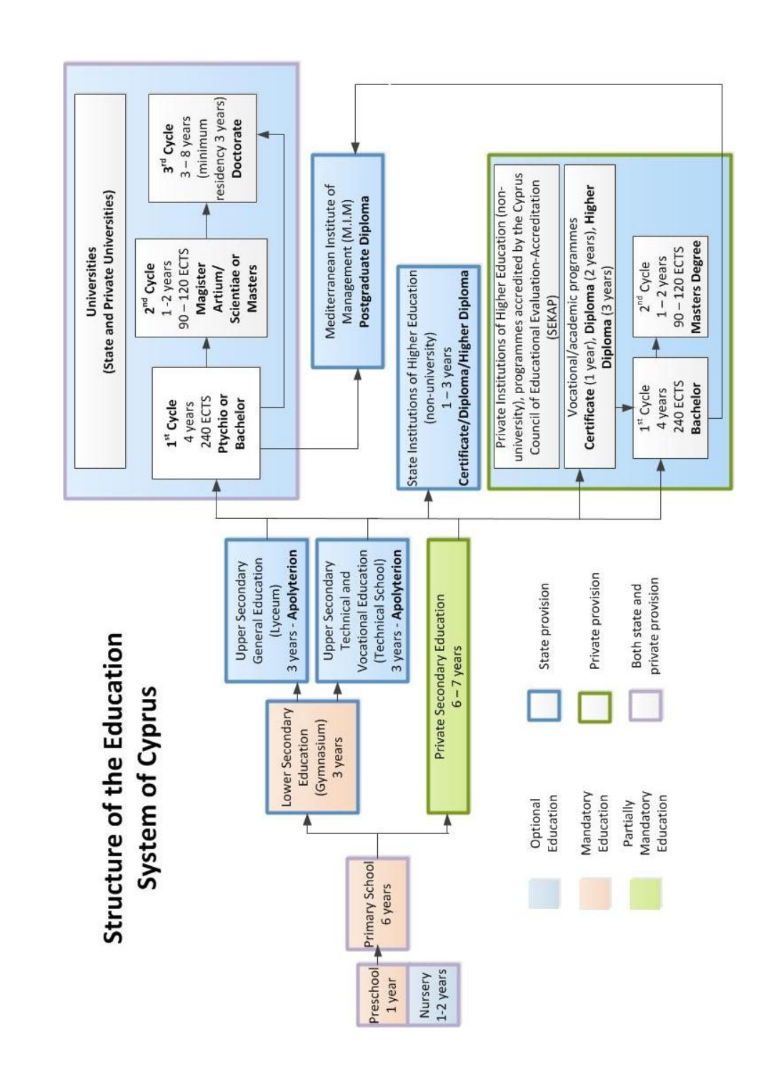# Structure of the Education System of Cyprus

Nursery
1-2 years

Preschool
1 year

Primary School
6 years

Lower Secondary Education (Gymnasium)
3 years

Upper Secondary General Education (Lyceum)
3 years - **Apolyterion**

Upper Secondary Technical and Vocational Education (Technical School)
3 years - **Apolyterion**

Private Secondary Education
6 – 7 years

Universities
(State and Private Universities)

1st Cycle
4 years
240 ECTS
**Ptychio or Bachelor**

2nd Cycle
1 - 2 years
90 – 120 ECTS
**Magister Artium/ Scientiae or Masters**

3rd Cycle
3 – 8 years
(minimum residency 3 years)
**Doctorate**

Mediterranean Institute of Management (M.I.M)
**Postgraduate Diploma**

State Institutions of Higher Education (non-university)
1 – 3 years
**Certificate/Diploma/Higher Diploma**

Private Institutions of Higher Education (non-university), programmes accredited by the Cyprus Council of Educational Evaluation-Accreditation (SEKAP)

Vocational/academic programmes
**Certificate** (1 year), **Diploma** (2 years), **Higher Diploma** (3 years)

1st Cycle
4 years
240 ECTS
**Bachelor**

2nd Cycle
1 – 2 years
90 – 120 ECTS
**Masters Degree**

Optional Education

Mandatory Education

Partially Mandatory Education

State provision

Private provision

Both state and private provision